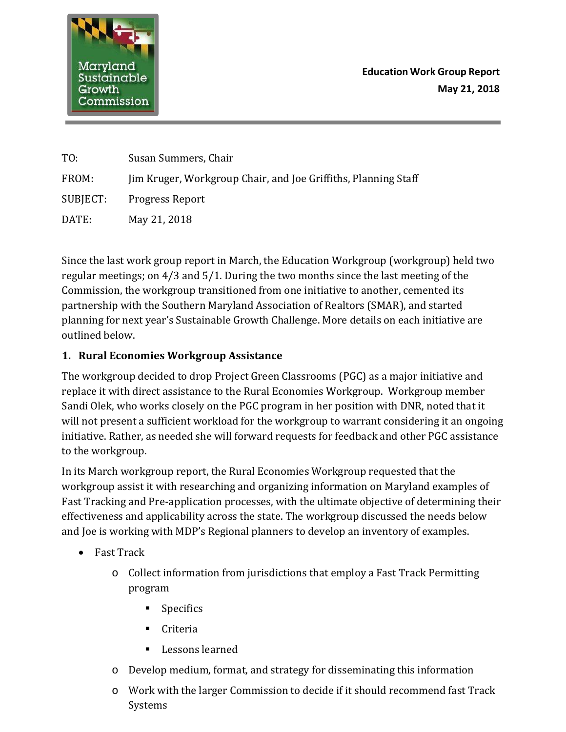**Education Work Group Report**
**May 21, 2018**

TO: Susan Summers, Chair

FROM: Jim Kruger, Workgroup Chair, and Joe Griffiths, Planning Staff

SUBJECT: Progress Report

DATE: May 21, 2018

Since the last work group report in March, the Education Workgroup (workgroup) held two regular meetings; on 4/3 and 5/1. During the two months since the last meeting of the Commission, the workgroup transitioned from one initiative to another, cemented its partnership with the Southern Maryland Association of Realtors (SMAR), and started planning for next year's Sustainable Growth Challenge. More details on each initiative are outlined below.

## 1. Rural Economies Workgroup Assistance

The workgroup decided to drop Project Green Classrooms (PGC) as a major initiative and replace it with direct assistance to the Rural Economies Workgroup. Workgroup member Sandi Olek, who works closely on the PGC program in her position with DNR, noted that it will not present a sufficient workload for the workgroup to warrant considering it an ongoing initiative. Rather, as needed she will forward requests for feedback and other PGC assistance to the workgroup.

In its March workgroup report, the Rural Economies Workgroup requested that the workgroup assist it with researching and organizing information on Maryland examples of Fast Tracking and Pre-application processes, with the ultimate objective of determining their effectiveness and applicability across the state. The workgroup discussed the needs below and Joe is working with MDP's Regional planners to develop an inventory of examples.

- Fast Track
  - Collect information from jurisdictions that employ a Fast Track Permitting program
    - Specifics
    - Criteria
    - Lessons learned
  - Develop medium, format, and strategy for disseminating this information
  - Work with the larger Commission to decide if it should recommend fast Track Systems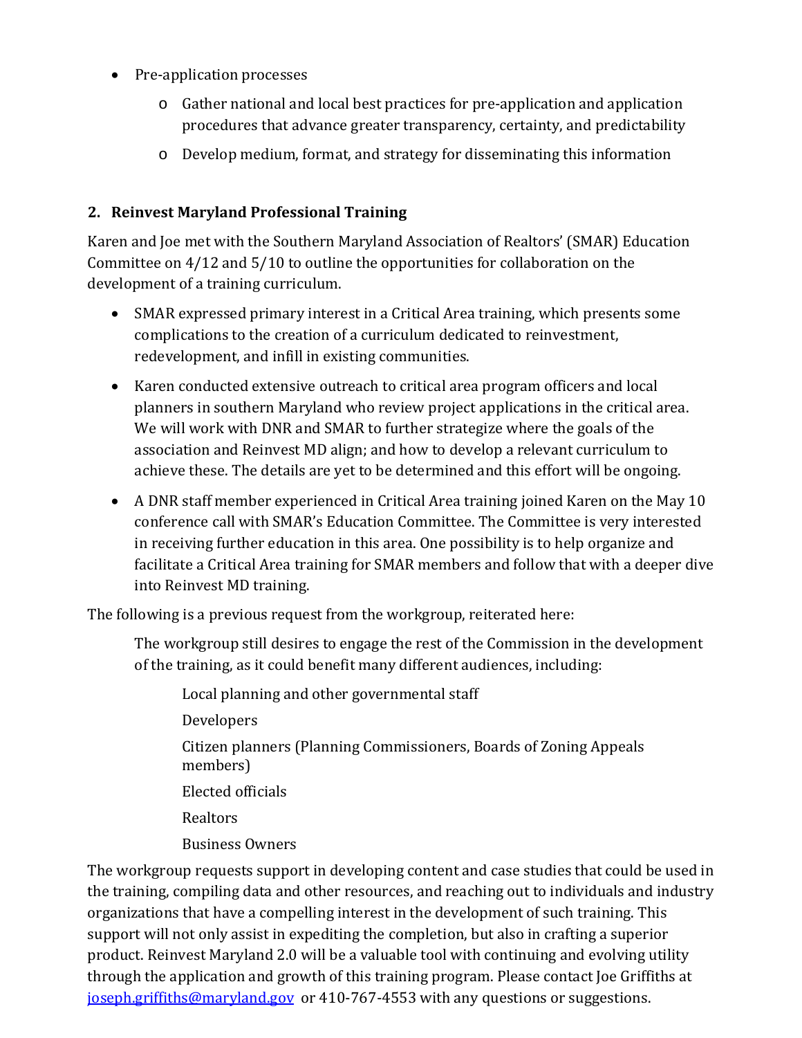- Pre-application processes
  - Gather national and local best practices for pre-application and application procedures that advance greater transparency, certainty, and predictability
  - Develop medium, format, and strategy for disseminating this information

## 2. Reinvest Maryland Professional Training

Karen and Joe met with the Southern Maryland Association of Realtors' (SMAR) Education Committee on 4/12 and 5/10 to outline the opportunities for collaboration on the development of a training curriculum.

- SMAR expressed primary interest in a Critical Area training, which presents some complications to the creation of a curriculum dedicated to reinvestment, redevelopment, and infill in existing communities.
- Karen conducted extensive outreach to critical area program officers and local planners in southern Maryland who review project applications in the critical area. We will work with DNR and SMAR to further strategize where the goals of the association and Reinvest MD align; and how to develop a relevant curriculum to achieve these. The details are yet to be determined and this effort will be ongoing.
- A DNR staff member experienced in Critical Area training joined Karen on the May 10 conference call with SMAR's Education Committee. The Committee is very interested in receiving further education in this area. One possibility is to help organize and facilitate a Critical Area training for SMAR members and follow that with a deeper dive into Reinvest MD training.

The following is a previous request from the workgroup, reiterated here:

> The workgroup still desires to engage the rest of the Commission in the development of the training, as it could benefit many different audiences, including:
>
> Local planning and other governmental staff
>
> Developers
>
> Citizen planners (Planning Commissioners, Boards of Zoning Appeals members)
>
> Elected officials
>
> Realtors
>
> Business Owners

The workgroup requests support in developing content and case studies that could be used in the training, compiling data and other resources, and reaching out to individuals and industry organizations that have a compelling interest in the development of such training. This support will not only assist in expediting the completion, but also in crafting a superior product. Reinvest Maryland 2.0 will be a valuable tool with continuing and evolving utility through the application and growth of this training program. Please contact Joe Griffiths at joseph.griffiths@maryland.gov or 410-767-4553 with any questions or suggestions.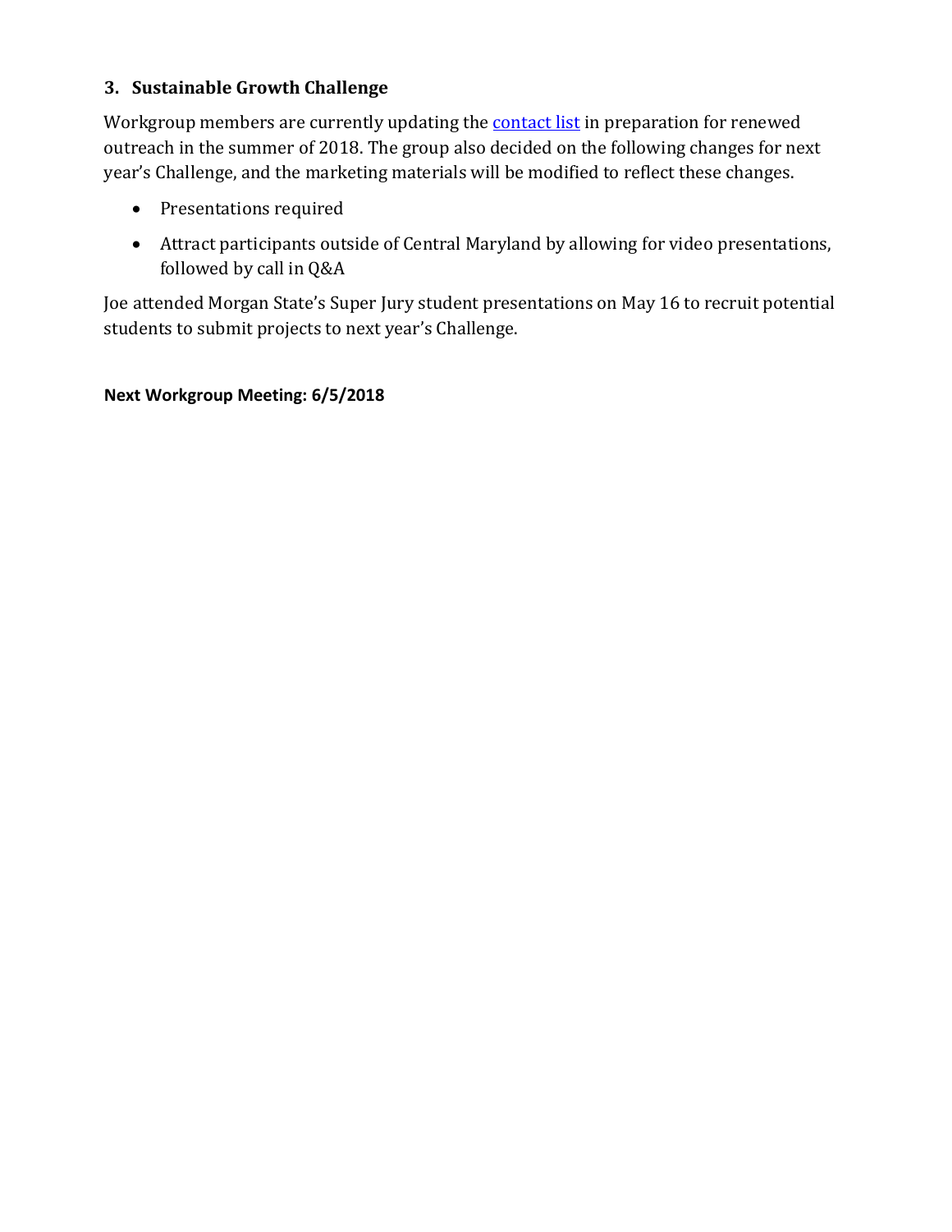### 3. Sustainable Growth Challenge

Workgroup members are currently updating the contact list in preparation for renewed outreach in the summer of 2018. The group also decided on the following changes for next year's Challenge, and the marketing materials will be modified to reflect these changes.

- Presentations required
- Attract participants outside of Central Maryland by allowing for video presentations, followed by call in Q&A

Joe attended Morgan State's Super Jury student presentations on May 16 to recruit potential students to submit projects to next year's Challenge.

**Next Workgroup Meeting: 6/5/2018**